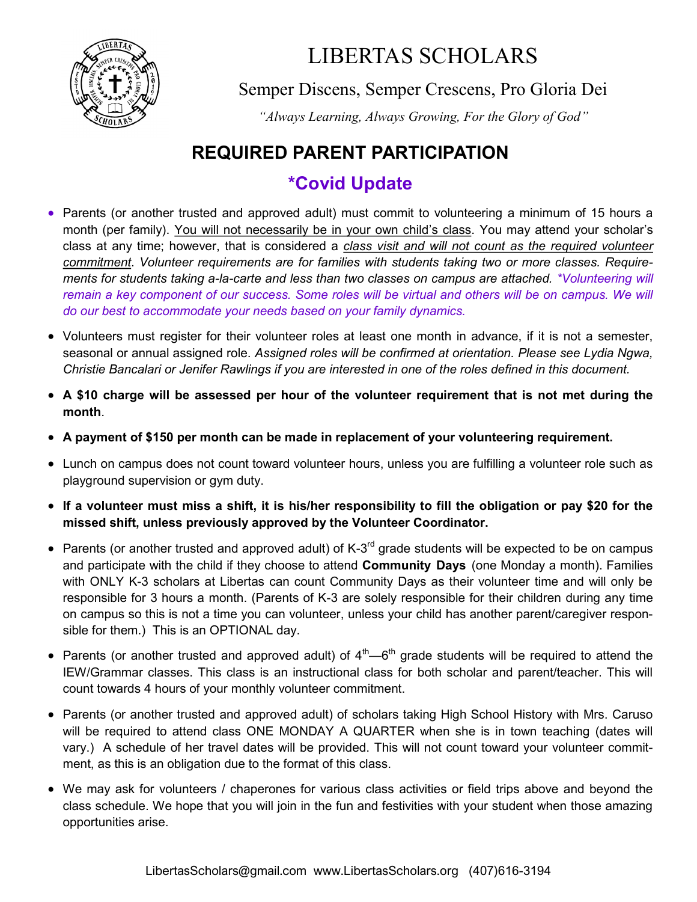# LIBERTAS SCHOLARS

Semper Discens, Semper Crescens, Pro Gloria Dei

*"Always Learning, Always Growing, For the Glory of God"*

## REQUIRED PARENT PARTICIPATION

## *Covid Update

- Parents (or another trusted and approved adult) must commit to volunteering a minimum of 15 hours a month (per family). You will not necessarily be in your own child's class. You may attend your scholar's class at any time; however, that is considered a *class visit and will not count as the required volunteer commitment*. *Volunteer requirements are for families with students taking two or more classes. Requirements for students taking a-la-carte and less than two classes on campus are attached. *Volunteering will remain a key component of our success. Some roles will be virtual and others will be on campus. We will do our best to accommodate your needs based on your family dynamics.*

- Volunteers must register for their volunteer roles at least one month in advance, if it is not a semester, seasonal or annual assigned role. *Assigned roles will be confirmed at orientation. Please see Lydia Ngwa, Christie Bancalari or Jenifer Rawlings if you are interested in one of the roles defined in this document.*

- **A $10 charge will be assessed per hour of the volunteer requirement that is not met during the month**.

- **A payment of $150 per month can be made in replacement of your volunteering requirement.**

- Lunch on campus does not count toward volunteer hours, unless you are fulfilling a volunteer role such as playground supervision or gym duty.

- **If a volunteer must miss a shift, it is his/her responsibility to fill the obligation or pay $20 for the missed shift, unless previously approved by the Volunteer Coordinator.**

- Parents (or another trusted and approved adult) of K-3rd grade students will be expected to be on campus and participate with the child if they choose to attend **Community Days** (one Monday a month). Families with ONLY K-3 scholars at Libertas can count Community Days as their volunteer time and will only be responsible for 3 hours a month. (Parents of K-3 are solely responsible for their children during any time on campus so this is not a time you can volunteer, unless your child has another parent/caregiver responsible for them.) This is an OPTIONAL day.

- Parents (or another trusted and approved adult) of 4th—6th grade students will be required to attend the IEW/Grammar classes. This class is an instructional class for both scholar and parent/teacher. This will count towards 4 hours of your monthly volunteer commitment.

- Parents (or another trusted and approved adult) of scholars taking High School History with Mrs. Caruso will be required to attend class ONE MONDAY A QUARTER when she is in town teaching (dates will vary.) A schedule of her travel dates will be provided. This will not count toward your volunteer commitment, as this is an obligation due to the format of this class.

- We may ask for volunteers / chaperones for various class activities or field trips above and beyond the class schedule. We hope that you will join in the fun and festivities with your student when those amazing opportunities arise.

LibertasScholars@gmail.com www.LibertasScholars.org (407)616-3194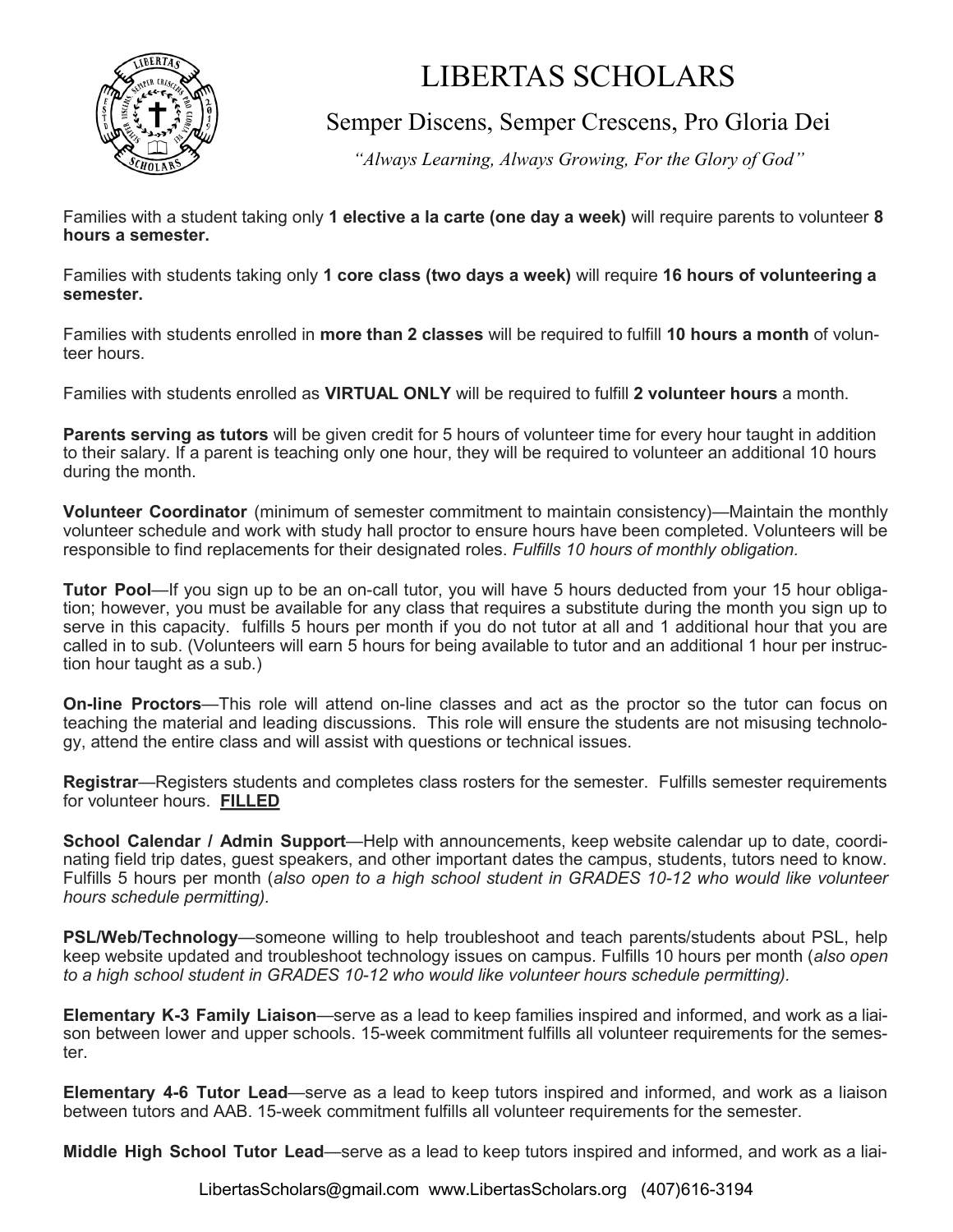# LIBERTAS SCHOLARS

Semper Discens, Semper Crescens, Pro Gloria Dei

*"Always Learning, Always Growing, For the Glory of God"*

Families with a student taking only **1 elective a la carte (one day a week)** will require parents to volunteer **8 hours a semester.**

Families with students taking only **1 core class (two days a week)** will require **16 hours of volunteering a semester.**

Families with students enrolled in **more than 2 classes** will be required to fulfill **10 hours a month** of volunteer hours.

Families with students enrolled as **VIRTUAL ONLY** will be required to fulfill **2 volunteer hours** a month.

**Parents serving as tutors** will be given credit for 5 hours of volunteer time for every hour taught in addition to their salary. If a parent is teaching only one hour, they will be required to volunteer an additional 10 hours during the month.

**Volunteer Coordinator** (minimum of semester commitment to maintain consistency)—Maintain the monthly volunteer schedule and work with study hall proctor to ensure hours have been completed. Volunteers will be responsible to find replacements for their designated roles. *Fulfills 10 hours of monthly obligation.*

**Tutor Pool**—If you sign up to be an on-call tutor, you will have 5 hours deducted from your 15 hour obligation; however, you must be available for any class that requires a substitute during the month you sign up to serve in this capacity. fulfills 5 hours per month if you do not tutor at all and 1 additional hour that you are called in to sub. (Volunteers will earn 5 hours for being available to tutor and an additional 1 hour per instruction hour taught as a sub.)

**On-line Proctors**—This role will attend on-line classes and act as the proctor so the tutor can focus on teaching the material and leading discussions. This role will ensure the students are not misusing technology, attend the entire class and will assist with questions or technical issues.

**Registrar**—Registers students and completes class rosters for the semester. Fulfills semester requirements for volunteer hours. **FILLED**

**School Calendar / Admin Support**—Help with announcements, keep website calendar up to date, coordinating field trip dates, guest speakers, and other important dates the campus, students, tutors need to know. Fulfills 5 hours per month (*also open to a high school student in GRADES 10-12 who would like volunteer hours schedule permitting).*

**PSL/Web/Technology**—someone willing to help troubleshoot and teach parents/students about PSL, help keep website updated and troubleshoot technology issues on campus. Fulfills 10 hours per month (*also open to a high school student in GRADES 10-12 who would like volunteer hours schedule permitting).*

**Elementary K-3 Family Liaison**—serve as a lead to keep families inspired and informed, and work as a liaison between lower and upper schools. 15-week commitment fulfills all volunteer requirements for the semester.

**Elementary 4-6 Tutor Lead**—serve as a lead to keep tutors inspired and informed, and work as a liaison between tutors and AAB. 15-week commitment fulfills all volunteer requirements for the semester.

**Middle High School Tutor Lead**—serve as a lead to keep tutors inspired and informed, and work as a liai-

LibertasScholars@gmail.com www.LibertasScholars.org (407)616-3194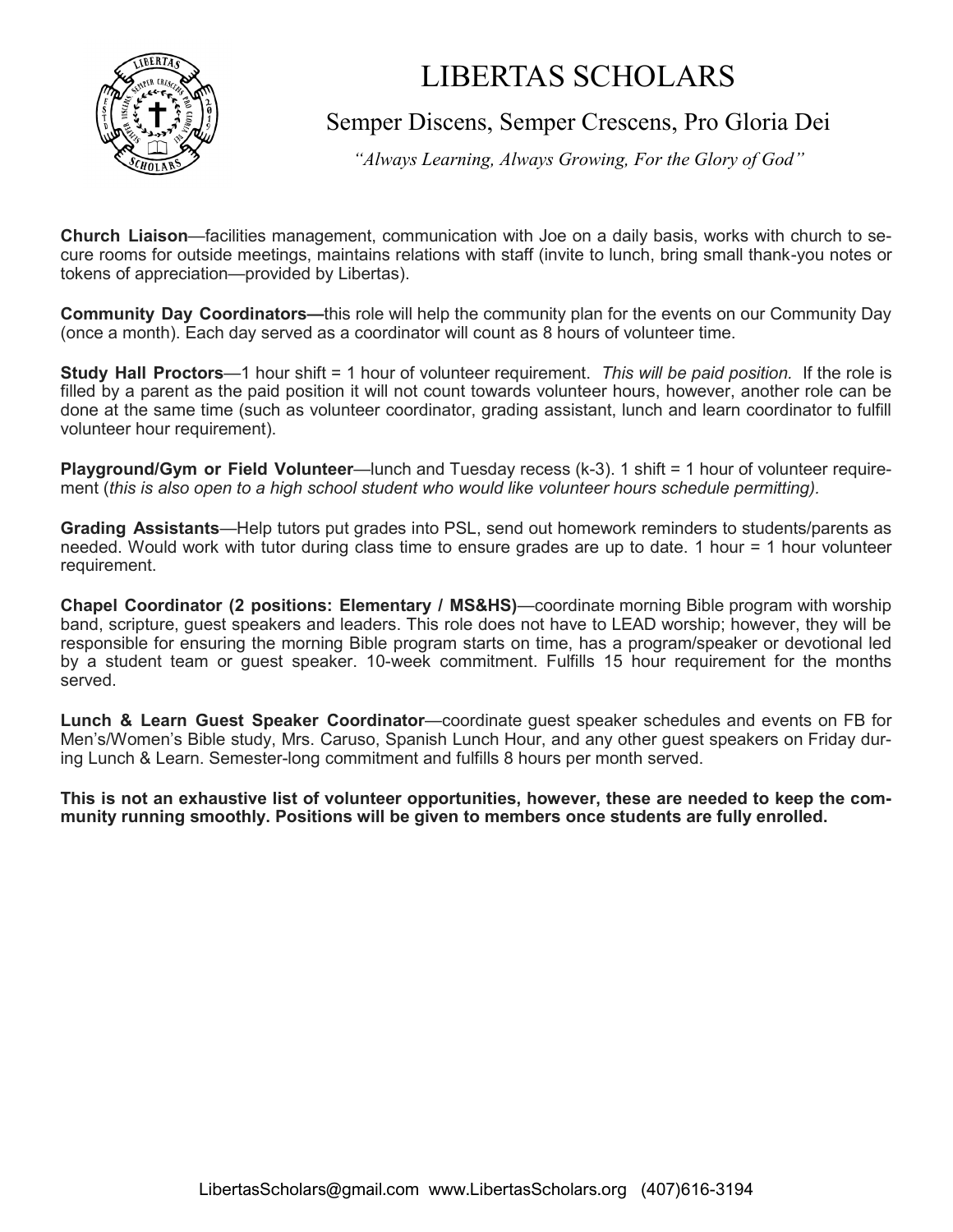# LIBERTAS SCHOLARS

## Semper Discens, Semper Crescens, Pro Gloria Dei

*"Always Learning, Always Growing, For the Glory of God"*

**Church Liaison**—facilities management, communication with Joe on a daily basis, works with church to secure rooms for outside meetings, maintains relations with staff (invite to lunch, bring small thank-you notes or tokens of appreciation—provided by Libertas).

**Community Day Coordinators—**this role will help the community plan for the events on our Community Day (once a month). Each day served as a coordinator will count as 8 hours of volunteer time.

**Study Hall Proctors**—1 hour shift = 1 hour of volunteer requirement. *This will be paid position.* If the role is filled by a parent as the paid position it will not count towards volunteer hours, however, another role can be done at the same time (such as volunteer coordinator, grading assistant, lunch and learn coordinator to fulfill volunteer hour requirement).

**Playground/Gym or Field Volunteer**—lunch and Tuesday recess (k-3). 1 shift = 1 hour of volunteer requirement (*this is also open to a high school student who would like volunteer hours schedule permitting).*

**Grading Assistants**—Help tutors put grades into PSL, send out homework reminders to students/parents as needed. Would work with tutor during class time to ensure grades are up to date. 1 hour = 1 hour volunteer requirement.

**Chapel Coordinator (2 positions: Elementary / MS&HS)**—coordinate morning Bible program with worship band, scripture, guest speakers and leaders. This role does not have to LEAD worship; however, they will be responsible for ensuring the morning Bible program starts on time, has a program/speaker or devotional led by a student team or guest speaker. 10-week commitment. Fulfills 15 hour requirement for the months served.

**Lunch & Learn Guest Speaker Coordinator**—coordinate guest speaker schedules and events on FB for Men's/Women's Bible study, Mrs. Caruso, Spanish Lunch Hour, and any other guest speakers on Friday during Lunch & Learn. Semester-long commitment and fulfills 8 hours per month served.

**This is not an exhaustive list of volunteer opportunities, however, these are needed to keep the community running smoothly. Positions will be given to members once students are fully enrolled.**

LibertasScholars@gmail.com www.LibertasScholars.org (407)616-3194